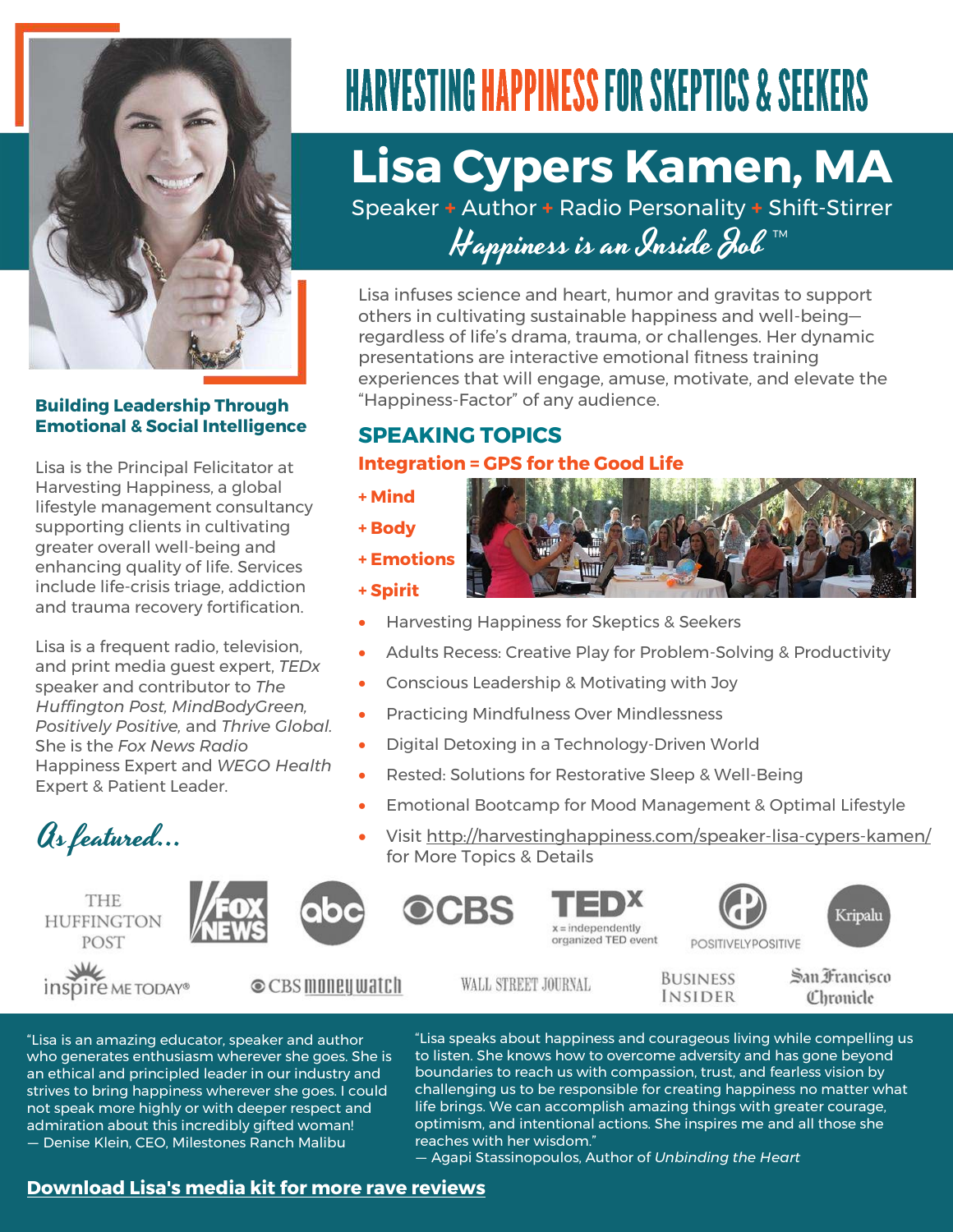# HARVESTING HAPPINESS FOR SKEPTICS & SEEKERS

## Lisa Cypers Kamen, MA

Speaker + Author + Radio Personality + Shift-Stirrer

*Happiness is an Inside Job* ™

Lisa infuses science and heart, humor and gravitas to support others in cultivating sustainable happiness and well-being—regardless of life's drama, trauma, or challenges. Her dynamic presentations are interactive emotional fitness training experiences that will engage, amuse, motivate, and elevate the "Happiness-Factor" of any audience.

### Building Leadership Through Emotional & Social Intelligence

Lisa is the Principal Felicitator at Harvesting Happiness, a global lifestyle management consultancy supporting clients in cultivating greater overall well-being and enhancing quality of life. Services include life-crisis triage, addiction and trauma recovery fortification.

Lisa is a frequent radio, television, and print media guest expert, *TEDx* speaker and contributor to *The Huffington Post, MindBodyGreen, Positively Positive,* and *Thrive Global.* She is the *Fox News Radio* Happiness Expert and *WEGO Health* Expert & Patient Leader.

## SPEAKING TOPICS

**Integration = GPS for the Good Life**

**+ Mind**

**+ Body**

**+ Emotions**

**+ Spirit**

- Harvesting Happiness for Skeptics & Seekers
- Adults Recess: Creative Play for Problem-Solving & Productivity
- Conscious Leadership & Motivating with Joy
- Practicing Mindfulness Over Mindlessness
- Digital Detoxing in a Technology-Driven World
- Rested: Solutions for Restorative Sleep & Well-Being
- Emotional Bootcamp for Mood Management & Optimal Lifestyle
- Visit http://harvestinghappiness.com/speaker-lisa-cypers-kamen/ for More Topics & Details

*As featured...*

The Huffington Post · Fox News · abc · CBS · TEDx (x = independently organized TED event) · Positively Positive · Kripalu · inspire me today® · CBS moneywatch · Wall Street Journal · Business Insider · San Francisco Chronicle

"Lisa is an amazing educator, speaker and author who generates enthusiasm wherever she goes. She is an ethical and principled leader in our industry and strives to bring happiness wherever she goes. I could not speak more highly or with deeper respect and admiration about this incredibly gifted woman!
— Denise Klein, CEO, Milestones Ranch Malibu

"Lisa speaks about happiness and courageous living while compelling us to listen. She knows how to overcome adversity and has gone beyond boundaries to reach us with compassion, trust, and fearless vision by challenging us to be responsible for creating happiness no matter what life brings. We can accomplish amazing things with greater courage, optimism, and intentional actions. She inspires me and all those she reaches with her wisdom."
— Agapi Stassinopoulos, Author of *Unbinding the Heart*

**Download Lisa's media kit for more rave reviews**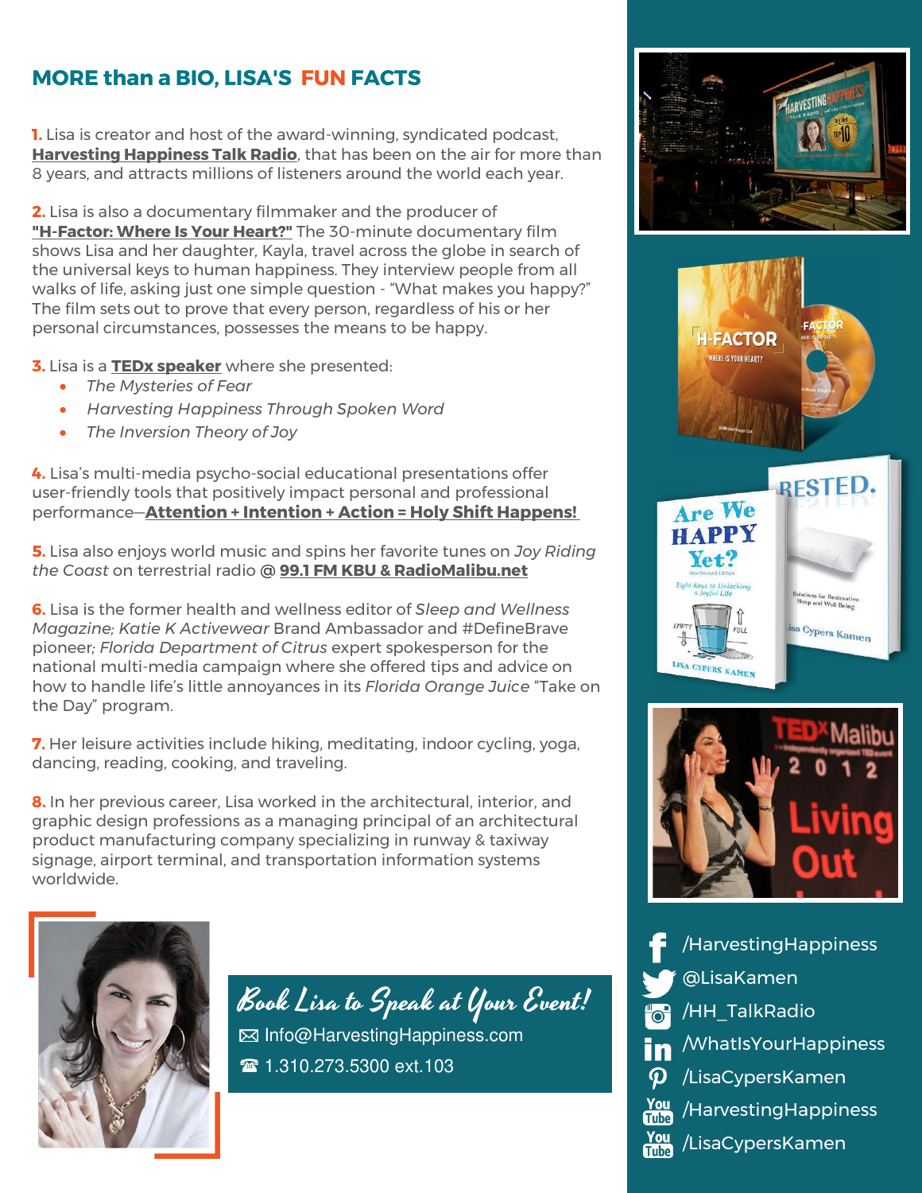## MORE than a BIO, LISA'S FUN FACTS

**1.** Lisa is creator and host of the award-winning, syndicated podcast, **Harvesting Happiness Talk Radio**, that has been on the air for more than 8 years, and attracts millions of listeners around the world each year.

**2.** Lisa is also a documentary filmmaker and the producer of **"H-Factor: Where Is Your Heart?"** The 30-minute documentary film shows Lisa and her daughter, Kayla, travel across the globe in search of the universal keys to human happiness. They interview people from all walks of life, asking just one simple question - "What makes you happy?" The film sets out to prove that every person, regardless of his or her personal circumstances, possesses the means to be happy.

**3.** Lisa is a **TEDx speaker** where she presented:

- *The Mysteries of Fear*
- *Harvesting Happiness Through Spoken Word*
- *The Inversion Theory of Joy*

**4.** Lisa's multi-media psycho-social educational presentations offer user-friendly tools that positively impact personal and professional performance—**Attention + Intention + Action = Holy Shift Happens!**

**5.** Lisa also enjoys world music and spins her favorite tunes on *Joy Riding the Coast* on terrestrial radio @ **99.1 FM KBU & RadioMalibu.net**

**6.** Lisa is the former health and wellness editor of *Sleep and Wellness Magazine; Katie K Activewear* Brand Ambassador and #DefineBrave pioneer; *Florida Department of Citrus* expert spokesperson for the national multi-media campaign where she offered tips and advice on how to handle life's little annoyances in its *Florida Orange Juice* "Take on the Day" program.

**7.** Her leisure activities include hiking, meditating, indoor cycling, yoga, dancing, reading, cooking, and traveling.

**8.** In her previous career, Lisa worked in the architectural, interior, and graphic design professions as a managing principal of an architectural product manufacturing company specializing in runway & taxiway signage, airport terminal, and transportation information systems worldwide.

### Book Lisa to Speak at Your Event!

✉ Info@HarvestingHappiness.com

☎ 1.310.273.5300 ext.103

/HarvestingHappiness
@LisaKamen
/HH_TalkRadio
/WhatIsYourHappiness
/LisaCypersKamen
/HarvestingHappiness
/LisaCypersKamen